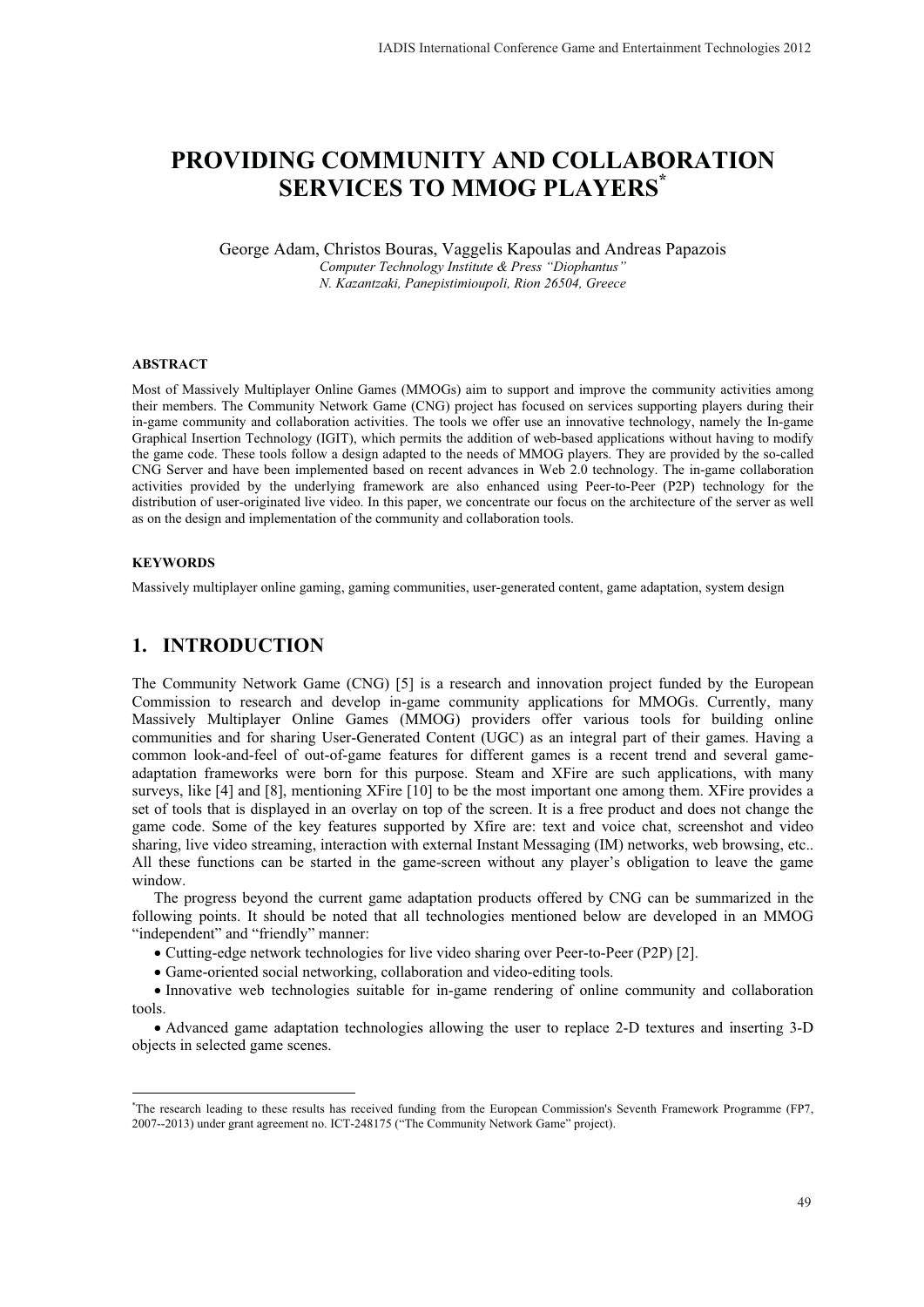# PROVIDING COMMUNITY AND COLLABORATION SERVICES TO MMOG PLAYERS*

George Adam, Christos Bouras, Vaggelis Kapoulas and Andreas Papazois
*Computer Technology Institute & Press "Diophantus"*
*N. Kazantzaki, Panepistimioupoli, Rion 26504, Greece*

#### ABSTRACT

Most of Massively Multiplayer Online Games (MMOGs) aim to support and improve the community activities among their members. The Community Network Game (CNG) project has focused on services supporting players during their in-game community and collaboration activities. The tools we offer use an innovative technology, namely the In-game Graphical Insertion Technology (IGIT), which permits the addition of web-based applications without having to modify the game code. These tools follow a design adapted to the needs of MMOG players. They are provided by the so-called CNG Server and have been implemented based on recent advances in Web 2.0 technology. The in-game collaboration activities provided by the underlying framework are also enhanced using Peer-to-Peer (P2P) technology for the distribution of user-originated live video. In this paper, we concentrate our focus on the architecture of the server as well as on the design and implementation of the community and collaboration tools.

#### KEYWORDS

Massively multiplayer online gaming, gaming communities, user-generated content, game adaptation, system design

## 1. INTRODUCTION

The Community Network Game (CNG) [5] is a research and innovation project funded by the European Commission to research and develop in-game community applications for MMOGs. Currently, many Massively Multiplayer Online Games (MMOG) providers offer various tools for building online communities and for sharing User-Generated Content (UGC) as an integral part of their games. Having a common look-and-feel of out-of-game features for different games is a recent trend and several game-adaptation frameworks were born for this purpose. Steam and XFire are such applications, with many surveys, like [4] and [8], mentioning XFire [10] to be the most important one among them. XFire provides a set of tools that is displayed in an overlay on top of the screen. It is a free product and does not change the game code. Some of the key features supported by Xfire are: text and voice chat, screenshot and video sharing, live video streaming, interaction with external Instant Messaging (IM) networks, web browsing, etc.. All these functions can be started in the game-screen without any player's obligation to leave the game window.

The progress beyond the current game adaptation products offered by CNG can be summarized in the following points. It should be noted that all technologies mentioned below are developed in an MMOG "independent" and "friendly" manner:

- Cutting-edge network technologies for live video sharing over Peer-to-Peer (P2P) [2].
- Game-oriented social networking, collaboration and video-editing tools.
- Innovative web technologies suitable for in-game rendering of online community and collaboration tools.
- Advanced game adaptation technologies allowing the user to replace 2-D textures and inserting 3-D objects in selected game scenes.

---

*The research leading to these results has received funding from the European Commission's Seventh Framework Programme (FP7, 2007--2013) under grant agreement no. ICT-248175 ("The Community Network Game" project).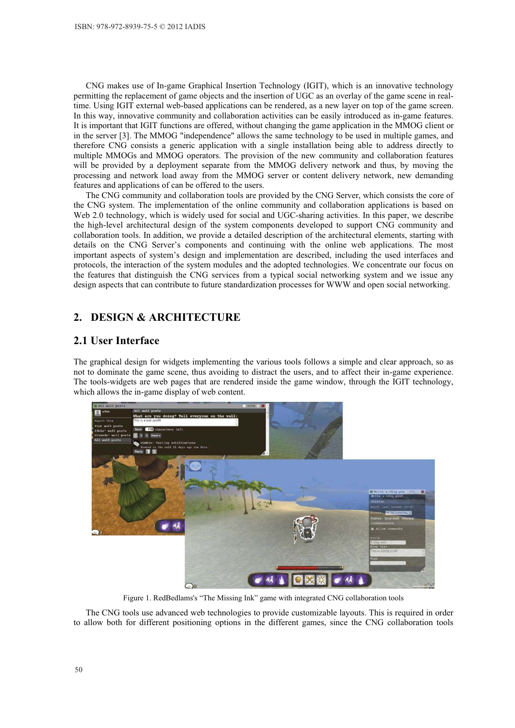CNG makes use of In-game Graphical Insertion Technology (IGIT), which is an innovative technology permitting the replacement of game objects and the insertion of UGC as an overlay of the game scene in real-time. Using IGIT external web-based applications can be rendered, as a new layer on top of the game screen. In this way, innovative community and collaboration activities can be easily introduced as in-game features. It is important that IGIT functions are offered, without changing the game application in the MMOG client or in the server [3]. The MMOG "independence" allows the same technology to be used in multiple games, and therefore CNG consists a generic application with a single installation being able to address directly to multiple MMOGs and MMOG operators. The provision of the new community and collaboration features will be provided by a deployment separate from the MMOG delivery network and thus, by moving the processing and network load away from the MMOG server or content delivery network, new demanding features and applications of can be offered to the users.

The CNG community and collaboration tools are provided by the CNG Server, which consists the core of the CNG system. The implementation of the online community and collaboration applications is based on Web 2.0 technology, which is widely used for social and UGC-sharing activities. In this paper, we describe the high-level architectural design of the system components developed to support CNG community and collaboration tools. In addition, we provide a detailed description of the architectural elements, starting with details on the CNG Server's components and continuing with the online web applications. The most important aspects of system's design and implementation are described, including the used interfaces and protocols, the interaction of the system modules and the adopted technologies. We concentrate our focus on the features that distinguish the CNG services from a typical social networking system and we issue any design aspects that can contribute to future standardization processes for WWW and open social networking.

## 2. DESIGN & ARCHITECTURE

### 2.1 User Interface

The graphical design for widgets implementing the various tools follows a simple and clear approach, so as not to dominate the game scene, thus avoiding to distract the users, and to affect their in-game experience. The tools-widgets are web pages that are rendered inside the game window, through the IGIT technology, which allows the in-game display of web content.

Figure 1. RedBedlams's "The Missing Ink" game with integrated CNG collaboration tools

The CNG tools use advanced web technologies to provide customizable layouts. This is required in order to allow both for different positioning options in the different games, since the CNG collaboration tools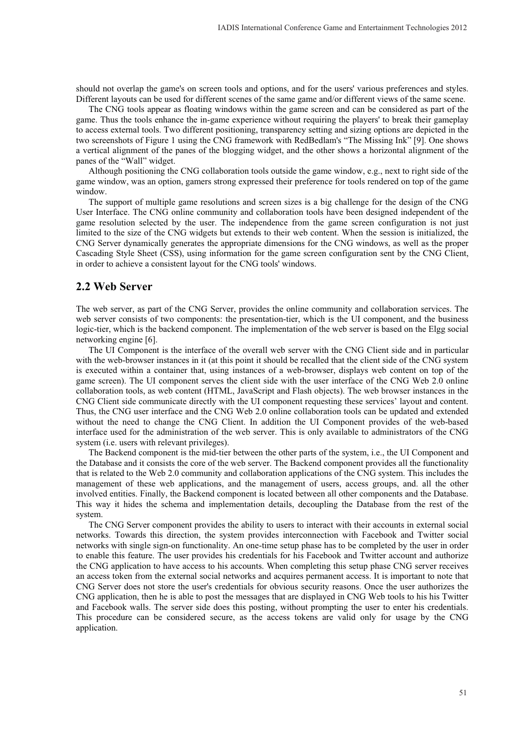should not overlap the game's on screen tools and options, and for the users' various preferences and styles. Different layouts can be used for different scenes of the same game and/or different views of the same scene.

The CNG tools appear as floating windows within the game screen and can be considered as part of the game. Thus the tools enhance the in-game experience without requiring the players' to break their gameplay to access external tools. Two different positioning, transparency setting and sizing options are depicted in the two screenshots of Figure 1 using the CNG framework with RedBedlam's "The Missing Ink" [9]. One shows a vertical alignment of the panes of the blogging widget, and the other shows a horizontal alignment of the panes of the "Wall" widget.

Although positioning the CNG collaboration tools outside the game window, e.g., next to right side of the game window, was an option, gamers strong expressed their preference for tools rendered on top of the game window.

The support of multiple game resolutions and screen sizes is a big challenge for the design of the CNG User Interface. The CNG online community and collaboration tools have been designed independent of the game resolution selected by the user. The independence from the game screen configuration is not just limited to the size of the CNG widgets but extends to their web content. When the session is initialized, the CNG Server dynamically generates the appropriate dimensions for the CNG windows, as well as the proper Cascading Style Sheet (CSS), using information for the game screen configuration sent by the CNG Client, in order to achieve a consistent layout for the CNG tools' windows.

## 2.2 Web Server

The web server, as part of the CNG Server, provides the online community and collaboration services. The web server consists of two components: the presentation-tier, which is the UI component, and the business logic-tier, which is the backend component. The implementation of the web server is based on the Elgg social networking engine [6].

The UI Component is the interface of the overall web server with the CNG Client side and in particular with the web-browser instances in it (at this point it should be recalled that the client side of the CNG system is executed within a container that, using instances of a web-browser, displays web content on top of the game screen). The UI component serves the client side with the user interface of the CNG Web 2.0 online collaboration tools, as web content (HTML, JavaScript and Flash objects). The web browser instances in the CNG Client side communicate directly with the UI component requesting these services' layout and content. Thus, the CNG user interface and the CNG Web 2.0 online collaboration tools can be updated and extended without the need to change the CNG Client. In addition the UI Component provides of the web-based interface used for the administration of the web server. This is only available to administrators of the CNG system (i.e. users with relevant privileges).

The Backend component is the mid-tier between the other parts of the system, i.e., the UI Component and the Database and it consists the core of the web server. The Backend component provides all the functionality that is related to the Web 2.0 community and collaboration applications of the CNG system. This includes the management of these web applications, and the management of users, access groups, and. all the other involved entities. Finally, the Backend component is located between all other components and the Database. This way it hides the schema and implementation details, decoupling the Database from the rest of the system.

The CNG Server component provides the ability to users to interact with their accounts in external social networks. Towards this direction, the system provides interconnection with Facebook and Twitter social networks with single sign-on functionality. An one-time setup phase has to be completed by the user in order to enable this feature. The user provides his credentials for his Facebook and Twitter account and authorize the CNG application to have access to his accounts. When completing this setup phase CNG server receives an access token from the external social networks and acquires permanent access. It is important to note that CNG Server does not store the user's credentials for obvious security reasons. Once the user authorizes the CNG application, then he is able to post the messages that are displayed in CNG Web tools to his his Twitter and Facebook walls. The server side does this posting, without prompting the user to enter his credentials. This procedure can be considered secure, as the access tokens are valid only for usage by the CNG application.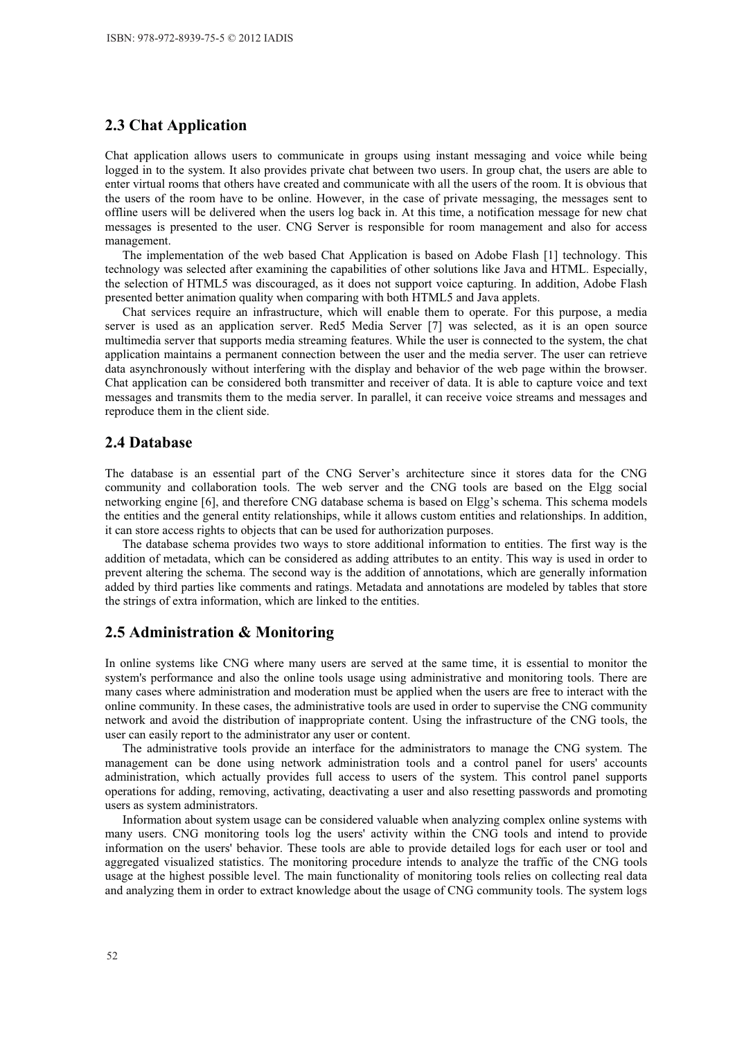## 2.3 Chat Application

Chat application allows users to communicate in groups using instant messaging and voice while being logged in to the system. It also provides private chat between two users. In group chat, the users are able to enter virtual rooms that others have created and communicate with all the users of the room. It is obvious that the users of the room have to be online. However, in the case of private messaging, the messages sent to offline users will be delivered when the users log back in. At this time, a notification message for new chat messages is presented to the user. CNG Server is responsible for room management and also for access management.

The implementation of the web based Chat Application is based on Adobe Flash [1] technology. This technology was selected after examining the capabilities of other solutions like Java and HTML. Especially, the selection of HTML5 was discouraged, as it does not support voice capturing. In addition, Adobe Flash presented better animation quality when comparing with both HTML5 and Java applets.

Chat services require an infrastructure, which will enable them to operate. For this purpose, a media server is used as an application server. Red5 Media Server [7] was selected, as it is an open source multimedia server that supports media streaming features. While the user is connected to the system, the chat application maintains a permanent connection between the user and the media server. The user can retrieve data asynchronously without interfering with the display and behavior of the web page within the browser. Chat application can be considered both transmitter and receiver of data. It is able to capture voice and text messages and transmits them to the media server. In parallel, it can receive voice streams and messages and reproduce them in the client side.

## 2.4 Database

The database is an essential part of the CNG Server's architecture since it stores data for the CNG community and collaboration tools. The web server and the CNG tools are based on the Elgg social networking engine [6], and therefore CNG database schema is based on Elgg's schema. This schema models the entities and the general entity relationships, while it allows custom entities and relationships. In addition, it can store access rights to objects that can be used for authorization purposes.

The database schema provides two ways to store additional information to entities. The first way is the addition of metadata, which can be considered as adding attributes to an entity. This way is used in order to prevent altering the schema. The second way is the addition of annotations, which are generally information added by third parties like comments and ratings. Metadata and annotations are modeled by tables that store the strings of extra information, which are linked to the entities.

## 2.5 Administration & Monitoring

In online systems like CNG where many users are served at the same time, it is essential to monitor the system's performance and also the online tools usage using administrative and monitoring tools. There are many cases where administration and moderation must be applied when the users are free to interact with the online community. In these cases, the administrative tools are used in order to supervise the CNG community network and avoid the distribution of inappropriate content. Using the infrastructure of the CNG tools, the user can easily report to the administrator any user or content.

The administrative tools provide an interface for the administrators to manage the CNG system. The management can be done using network administration tools and a control panel for users' accounts administration, which actually provides full access to users of the system. This control panel supports operations for adding, removing, activating, deactivating a user and also resetting passwords and promoting users as system administrators.

Information about system usage can be considered valuable when analyzing complex online systems with many users. CNG monitoring tools log the users' activity within the CNG tools and intend to provide information on the users' behavior. These tools are able to provide detailed logs for each user or tool and aggregated visualized statistics. The monitoring procedure intends to analyze the traffic of the CNG tools usage at the highest possible level. The main functionality of monitoring tools relies on collecting real data and analyzing them in order to extract knowledge about the usage of CNG community tools. The system logs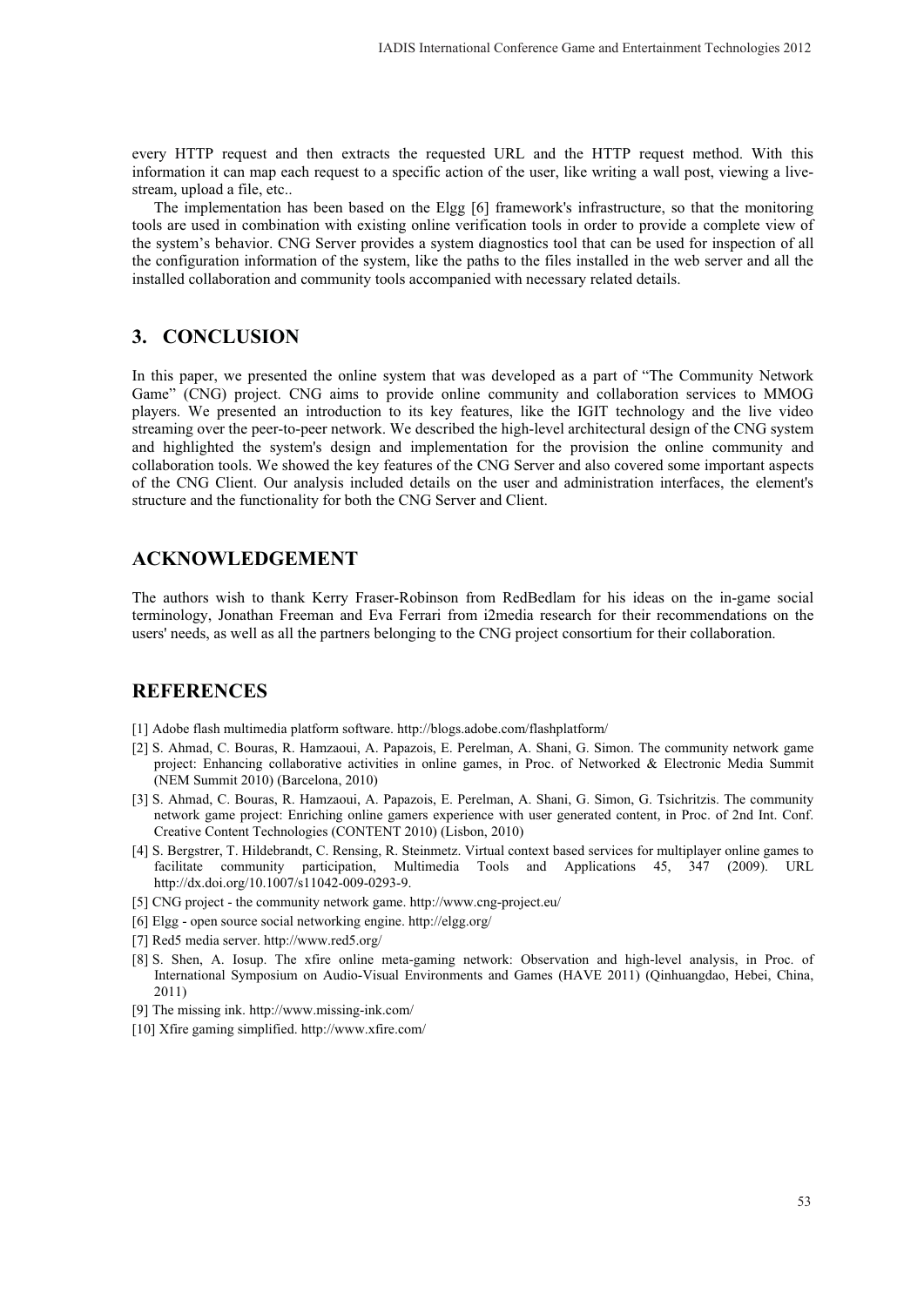every HTTP request and then extracts the requested URL and the HTTP request method. With this information it can map each request to a specific action of the user, like writing a wall post, viewing a live-stream, upload a file, etc..

The implementation has been based on the Elgg [6] framework's infrastructure, so that the monitoring tools are used in combination with existing online verification tools in order to provide a complete view of the system's behavior. CNG Server provides a system diagnostics tool that can be used for inspection of all the configuration information of the system, like the paths to the files installed in the web server and all the installed collaboration and community tools accompanied with necessary related details.

## 3. CONCLUSION

In this paper, we presented the online system that was developed as a part of "The Community Network Game" (CNG) project. CNG aims to provide online community and collaboration services to MMOG players. We presented an introduction to its key features, like the IGIT technology and the live video streaming over the peer-to-peer network. We described the high-level architectural design of the CNG system and highlighted the system's design and implementation for the provision the online community and collaboration tools. We showed the key features of the CNG Server and also covered some important aspects of the CNG Client. Our analysis included details on the user and administration interfaces, the element's structure and the functionality for both the CNG Server and Client.

## ACKNOWLEDGEMENT

The authors wish to thank Kerry Fraser-Robinson from RedBedlam for his ideas on the in-game social terminology, Jonathan Freeman and Eva Ferrari from i2media research for their recommendations on the users' needs, as well as all the partners belonging to the CNG project consortium for their collaboration.

## REFERENCES

[1] Adobe flash multimedia platform software. http://blogs.adobe.com/flashplatform/

[2] S. Ahmad, C. Bouras, R. Hamzaoui, A. Papazois, E. Perelman, A. Shani, G. Simon. The community network game project: Enhancing collaborative activities in online games, in Proc. of Networked & Electronic Media Summit (NEM Summit 2010) (Barcelona, 2010)

[3] S. Ahmad, C. Bouras, R. Hamzaoui, A. Papazois, E. Perelman, A. Shani, G. Simon, G. Tsichritzis. The community network game project: Enriching online gamers experience with user generated content, in Proc. of 2nd Int. Conf. Creative Content Technologies (CONTENT 2010) (Lisbon, 2010)

[4] S. Bergstrer, T. Hildebrandt, C. Rensing, R. Steinmetz. Virtual context based services for multiplayer online games to facilitate community participation, Multimedia Tools and Applications 45, 347 (2009). URL http://dx.doi.org/10.1007/s11042-009-0293-9.

[5] CNG project - the community network game. http://www.cng-project.eu/

[6] Elgg - open source social networking engine. http://elgg.org/

[7] Red5 media server. http://www.red5.org/

[8] S. Shen, A. Iosup. The xfire online meta-gaming network: Observation and high-level analysis, in Proc. of International Symposium on Audio-Visual Environments and Games (HAVE 2011) (Qinhuangdao, Hebei, China, 2011)

[9] The missing ink. http://www.missing-ink.com/

[10] Xfire gaming simplified. http://www.xfire.com/